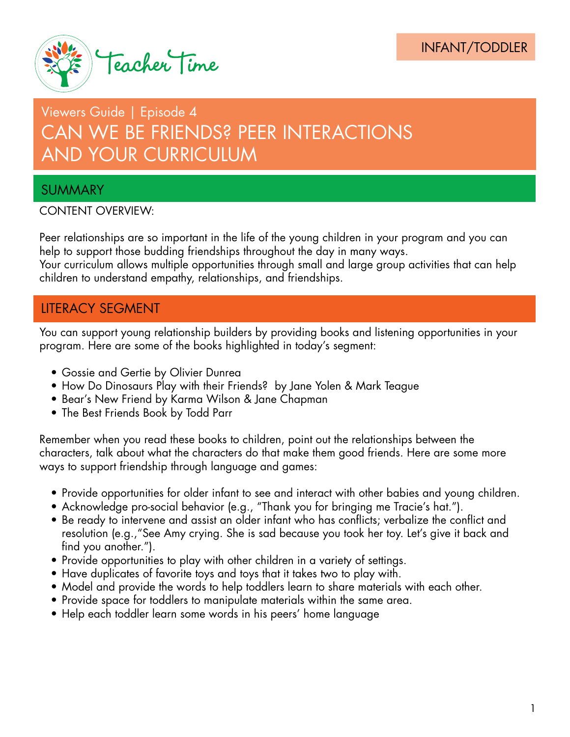Teacher Time

INFANT/TODDLER

Viewers Guide | Episode 4

# CAN WE BE FRIENDS? PEER INTERACTIONS AND YOUR CURRICULUM

## SUMMARY

CONTENT OVERVIEW:

Peer relationships are so important in the life of the young children in your program and you can help to support those budding friendships throughout the day in many ways.
Your curriculum allows multiple opportunities through small and large group activities that can help children to understand empathy, relationships, and friendships.

## LITERACY SEGMENT

You can support young relationship builders by providing books and listening opportunities in your program. Here are some of the books highlighted in today's segment:

- Gossie and Gertie by Olivier Dunrea
- How Do Dinosaurs Play with their Friends? by Jane Yolen & Mark Teague
- Bear's New Friend by Karma Wilson & Jane Chapman
- The Best Friends Book by Todd Parr

Remember when you read these books to children, point out the relationships between the characters, talk about what the characters do that make them good friends. Here are some more ways to support friendship through language and games:

- Provide opportunities for older infant to see and interact with other babies and young children.
- Acknowledge pro-social behavior (e.g., "Thank you for bringing me Tracie's hat.").
- Be ready to intervene and assist an older infant who has conflicts; verbalize the conflict and resolution (e.g.,"See Amy crying. She is sad because you took her toy. Let's give it back and find you another.").
- Provide opportunities to play with other children in a variety of settings.
- Have duplicates of favorite toys and toys that it takes two to play with.
- Model and provide the words to help toddlers learn to share materials with each other.
- Provide space for toddlers to manipulate materials within the same area.
- Help each toddler learn some words in his peers' home language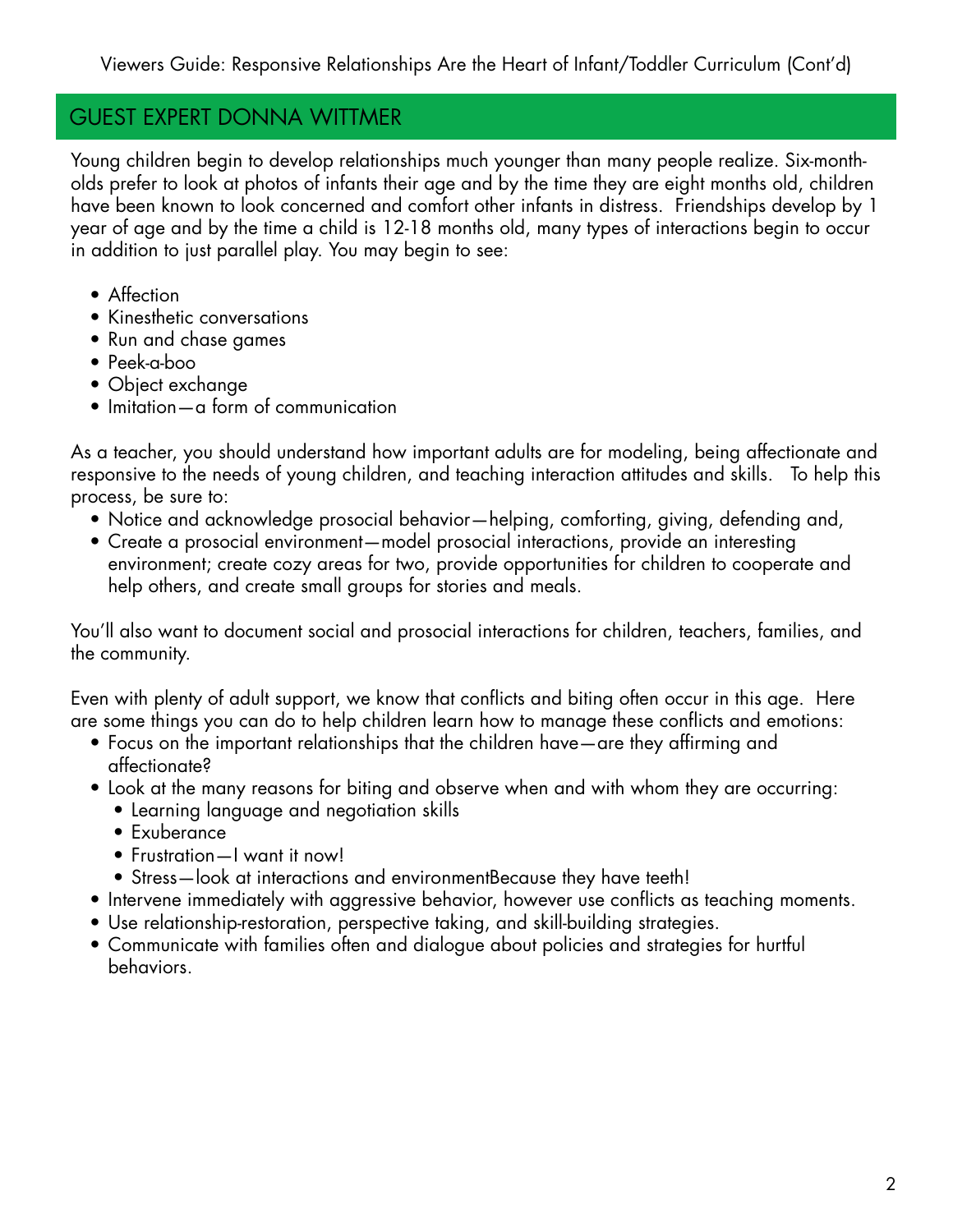## GUEST EXPERT DONNA WITTMER

Young children begin to develop relationships much younger than many people realize. Six-month-olds prefer to look at photos of infants their age and by the time they are eight months old, children have been known to look concerned and comfort other infants in distress. Friendships develop by 1 year of age and by the time a child is 12-18 months old, many types of interactions begin to occur in addition to just parallel play. You may begin to see:

- Affection
- Kinesthetic conversations
- Run and chase games
- Peek-a-boo
- Object exchange
- Imitation—a form of communication

As a teacher, you should understand how important adults are for modeling, being affectionate and responsive to the needs of young children, and teaching interaction attitudes and skills. To help this process, be sure to:

- Notice and acknowledge prosocial behavior—helping, comforting, giving, defending and,
- Create a prosocial environment—model prosocial interactions, provide an interesting environment; create cozy areas for two, provide opportunities for children to cooperate and help others, and create small groups for stories and meals.

You'll also want to document social and prosocial interactions for children, teachers, families, and the community.

Even with plenty of adult support, we know that conflicts and biting often occur in this age. Here are some things you can do to help children learn how to manage these conflicts and emotions:

- Focus on the important relationships that the children have—are they affirming and affectionate?
- Look at the many reasons for biting and observe when and with whom they are occurring:
  - Learning language and negotiation skills
  - Exuberance
  - Frustration—I want it now!
  - Stress—look at interactions and environmentBecause they have teeth!
- Intervene immediately with aggressive behavior, however use conflicts as teaching moments.
- Use relationship-restoration, perspective taking, and skill-building strategies.
- Communicate with families often and dialogue about policies and strategies for hurtful behaviors.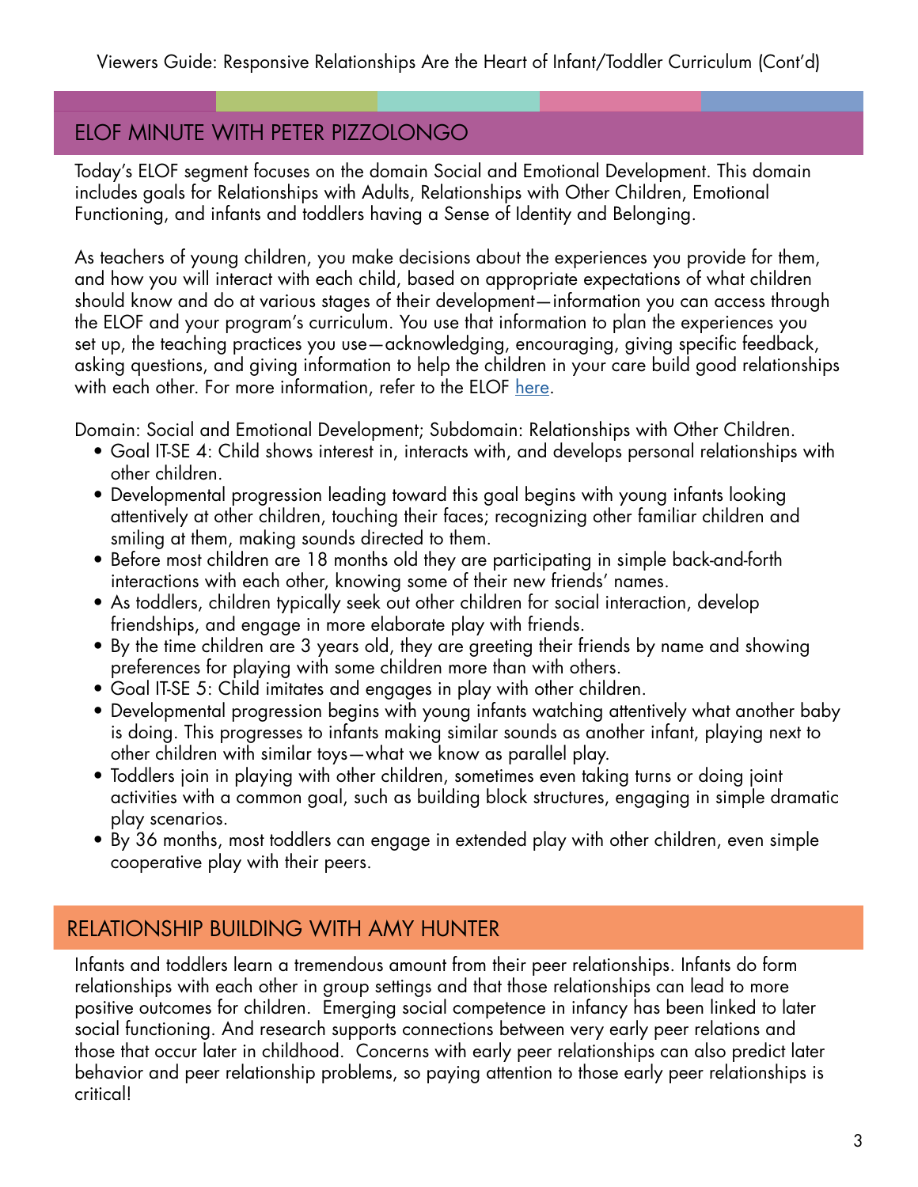## ELOF MINUTE WITH PETER PIZZOLONGO

Today's ELOF segment focuses on the domain Social and Emotional Development. This domain includes goals for Relationships with Adults, Relationships with Other Children, Emotional Functioning, and infants and toddlers having a Sense of Identity and Belonging.

As teachers of young children, you make decisions about the experiences you provide for them, and how you will interact with each child, based on appropriate expectations of what children should know and do at various stages of their development—information you can access through the ELOF and your program's curriculum. You use that information to plan the experiences you set up, the teaching practices you use—acknowledging, encouraging, giving specific feedback, asking questions, and giving information to help the children in your care build good relationships with each other. For more information, refer to the ELOF here.

Domain: Social and Emotional Development; Subdomain: Relationships with Other Children.

- Goal IT-SE 4: Child shows interest in, interacts with, and develops personal relationships with other children.
- Developmental progression leading toward this goal begins with young infants looking attentively at other children, touching their faces; recognizing other familiar children and smiling at them, making sounds directed to them.
- Before most children are 18 months old they are participating in simple back-and-forth interactions with each other, knowing some of their new friends' names.
- As toddlers, children typically seek out other children for social interaction, develop friendships, and engage in more elaborate play with friends.
- By the time children are 3 years old, they are greeting their friends by name and showing preferences for playing with some children more than with others.
- Goal IT-SE 5: Child imitates and engages in play with other children.
- Developmental progression begins with young infants watching attentively what another baby is doing. This progresses to infants making similar sounds as another infant, playing next to other children with similar toys—what we know as parallel play.
- Toddlers join in playing with other children, sometimes even taking turns or doing joint activities with a common goal, such as building block structures, engaging in simple dramatic play scenarios.
- By 36 months, most toddlers can engage in extended play with other children, even simple cooperative play with their peers.

## RELATIONSHIP BUILDING WITH AMY HUNTER

Infants and toddlers learn a tremendous amount from their peer relationships. Infants do form relationships with each other in group settings and that those relationships can lead to more positive outcomes for children. Emerging social competence in infancy has been linked to later social functioning. And research supports connections between very early peer relations and those that occur later in childhood. Concerns with early peer relationships can also predict later behavior and peer relationship problems, so paying attention to those early peer relationships is critical!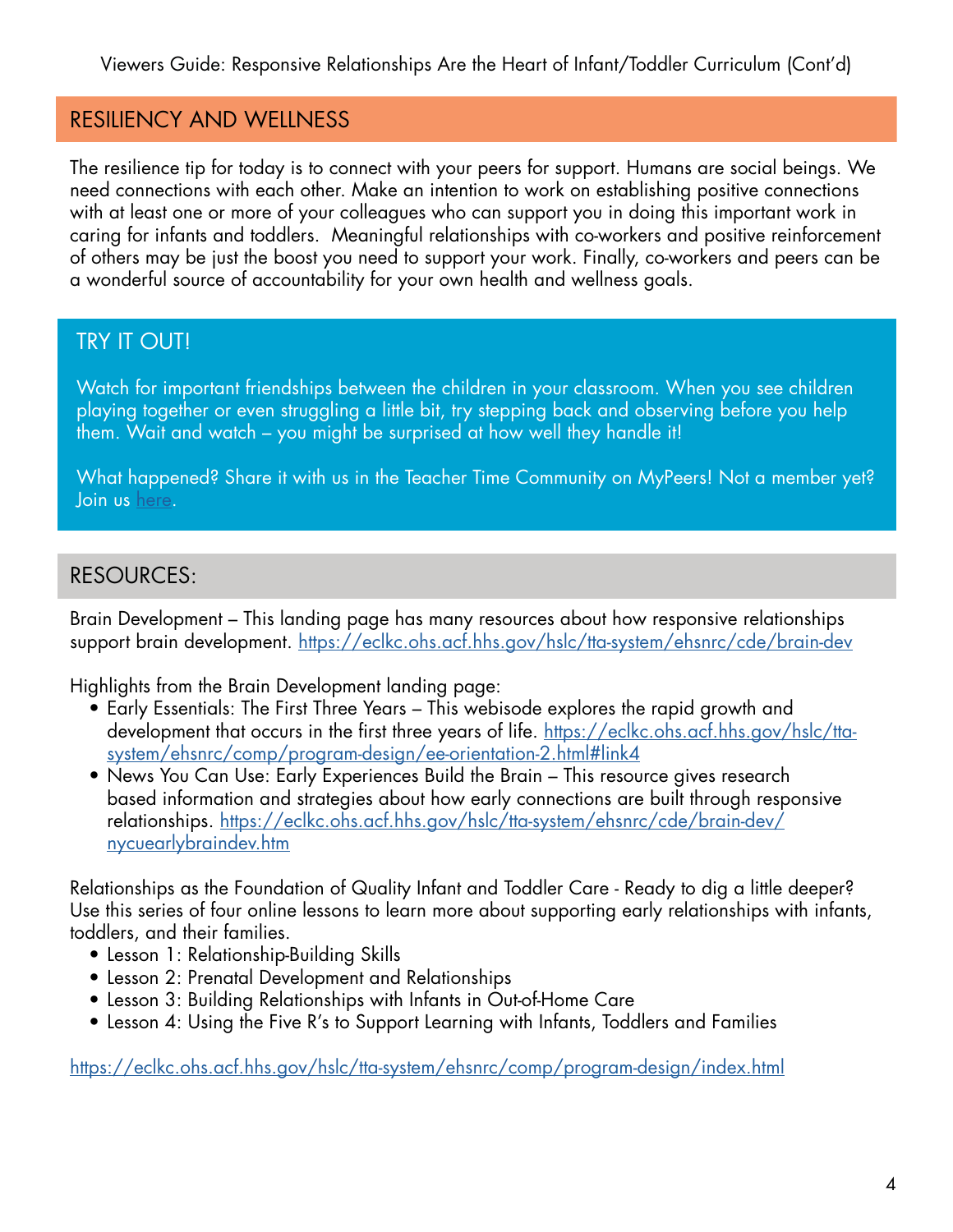## RESILIENCY AND WELLNESS

The resilience tip for today is to connect with your peers for support. Humans are social beings. We need connections with each other. Make an intention to work on establishing positive connections with at least one or more of your colleagues who can support you in doing this important work in caring for infants and toddlers. Meaningful relationships with co-workers and positive reinforcement of others may be just the boost you need to support your work. Finally, co-workers and peers can be a wonderful source of accountability for your own health and wellness goals.

## TRY IT OUT!

Watch for important friendships between the children in your classroom. When you see children playing together or even struggling a little bit, try stepping back and observing before you help them. Wait and watch – you might be surprised at how well they handle it!

What happened? Share it with us in the Teacher Time Community on MyPeers! Not a member yet? Join us here.

## RESOURCES:

Brain Development – This landing page has many resources about how responsive relationships support brain development. https://eclkc.ohs.acf.hhs.gov/hslc/tta-system/ehsnrc/cde/brain-dev

Highlights from the Brain Development landing page:

- Early Essentials: The First Three Years – This webisode explores the rapid growth and development that occurs in the first three years of life. https://eclkc.ohs.acf.hhs.gov/hslc/tta-system/ehsnrc/comp/program-design/ee-orientation-2.html#link4
- News You Can Use: Early Experiences Build the Brain – This resource gives research based information and strategies about how early connections are built through responsive relationships. https://eclkc.ohs.acf.hhs.gov/hslc/tta-system/ehsnrc/cde/brain-dev/nycuearlybraindev.htm

Relationships as the Foundation of Quality Infant and Toddler Care - Ready to dig a little deeper? Use this series of four online lessons to learn more about supporting early relationships with infants, toddlers, and their families.

- Lesson 1: Relationship-Building Skills
- Lesson 2: Prenatal Development and Relationships
- Lesson 3: Building Relationships with Infants in Out-of-Home Care
- Lesson 4: Using the Five R's to Support Learning with Infants, Toddlers and Families

https://eclkc.ohs.acf.hhs.gov/hslc/tta-system/ehsnrc/comp/program-design/index.html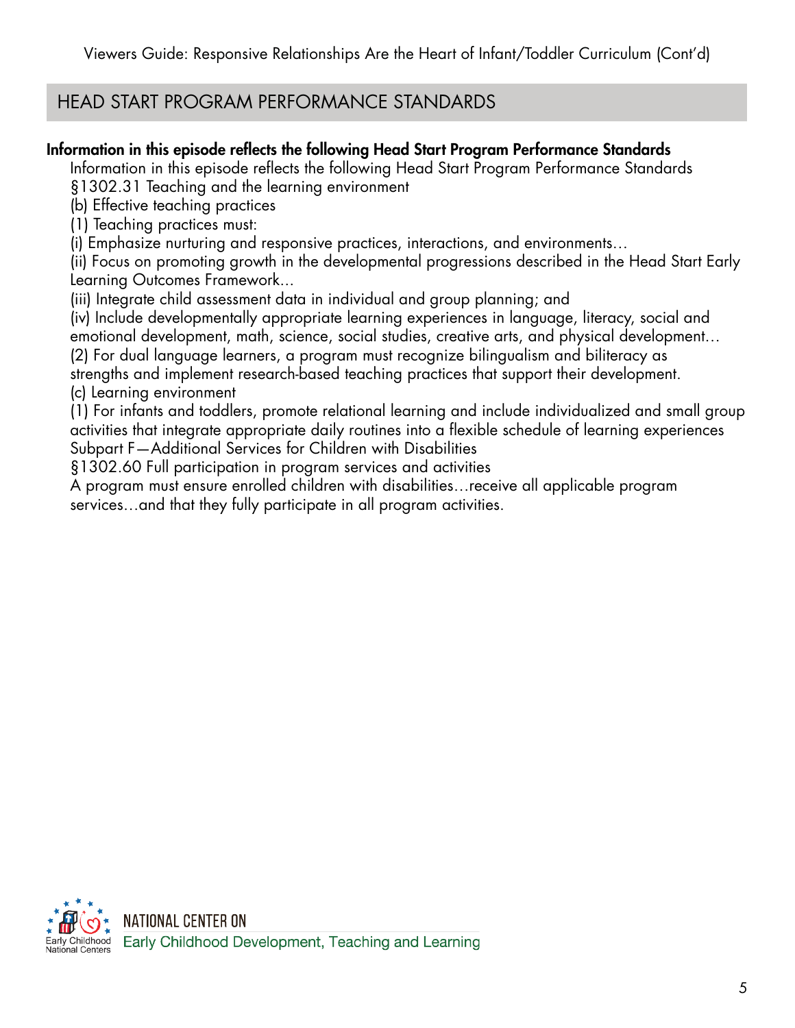## HEAD START PROGRAM PERFORMANCE STANDARDS

**Information in this episode reflects the following Head Start Program Performance Standards**

Information in this episode reflects the following Head Start Program Performance Standards

§1302.31 Teaching and the learning environment

(b) Effective teaching practices

(1) Teaching practices must:

(i) Emphasize nurturing and responsive practices, interactions, and environments…

(ii) Focus on promoting growth in the developmental progressions described in the Head Start Early Learning Outcomes Framework…

(iii) Integrate child assessment data in individual and group planning; and

(iv) Include developmentally appropriate learning experiences in language, literacy, social and emotional development, math, science, social studies, creative arts, and physical development…

(2) For dual language learners, a program must recognize bilingualism and biliteracy as strengths and implement research-based teaching practices that support their development.

(c) Learning environment

(1) For infants and toddlers, promote relational learning and include individualized and small group activities that integrate appropriate daily routines into a flexible schedule of learning experiences

Subpart F—Additional Services for Children with Disabilities

§1302.60 Full participation in program services and activities

A program must ensure enrolled children with disabilities…receive all applicable program services…and that they fully participate in all program activities.